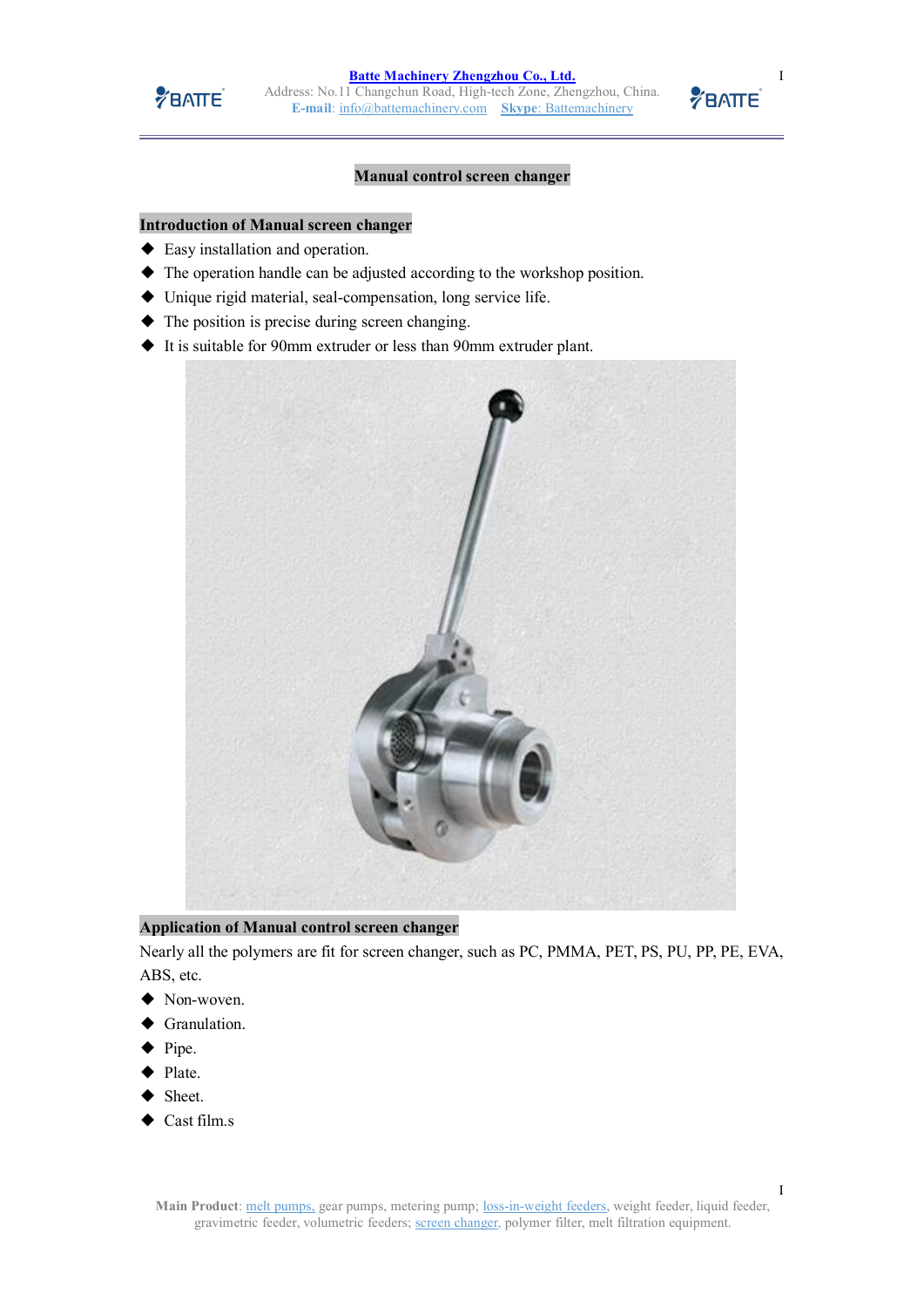# Manual control screen changer

## Introduction of Manual screen changer

- Easy installation and operation.
- The operation handle can be adjusted according to the workshop position.
- Unique rigid material, seal-compensation, long service life.
- The position is precise during screen changing.
- It is suitable for 90mm extruder or less than 90mm extruder plant.

## Application of Manual control screen changer

Nearly all the polymers are fit for screen changer, such as PC, PMMA, PET, PS, PU, PP, PE, EVA, ABS, etc.

- Non-woven.
- Granulation.
- Pipe.
- Plate.
- Sheet.
- Cast film.s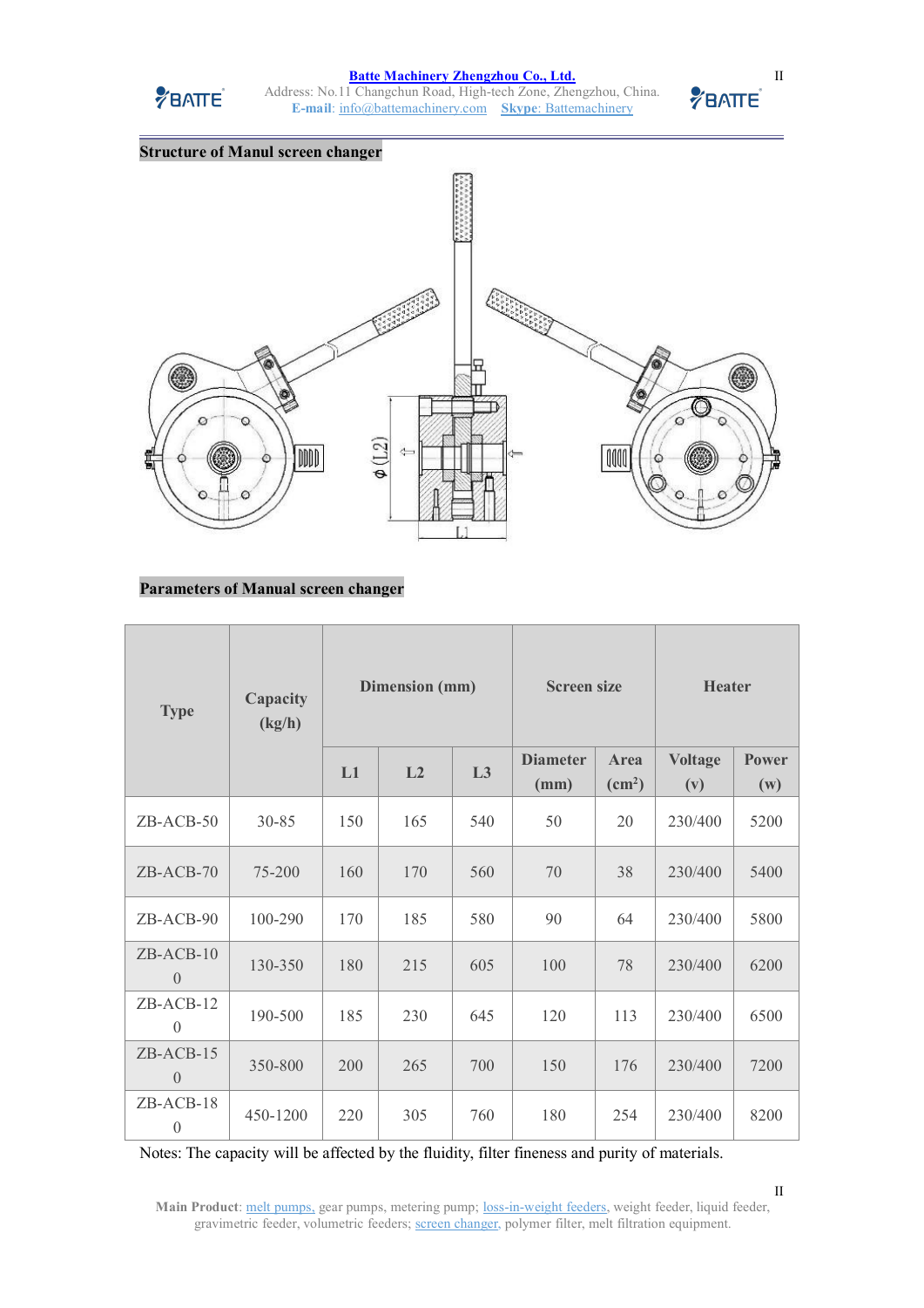## Structure of Manul screen changer

## Parameters of Manual screen changer

| Type | Capacity (kg/h) | Dimension (mm) | | | Screen size | | Heater | |
|---|---|---|---|---|---|---|---|---|
| | | L1 | L2 | L3 | Diameter (mm) | Area ($cm^2$) | Voltage (v) | Power (w) |
| ZB-ACB-50 | 30-85 | 150 | 165 | 540 | 50 | 20 | 230/400 | 5200 |
| ZB-ACB-70 | 75-200 | 160 | 170 | 560 | 70 | 38 | 230/400 | 5400 |
| ZB-ACB-90 | 100-290 | 170 | 185 | 580 | 90 | 64 | 230/400 | 5800 |
| ZB-ACB-100 | 130-350 | 180 | 215 | 605 | 100 | 78 | 230/400 | 6200 |
| ZB-ACB-120 | 190-500 | 185 | 230 | 645 | 120 | 113 | 230/400 | 6500 |
| ZB-ACB-150 | 350-800 | 200 | 265 | 700 | 150 | 176 | 230/400 | 7200 |
| ZB-ACB-180 | 450-1200 | 220 | 305 | 760 | 180 | 254 | 230/400 | 8200 |

Notes: The capacity will be affected by the fluidity, filter fineness and purity of materials.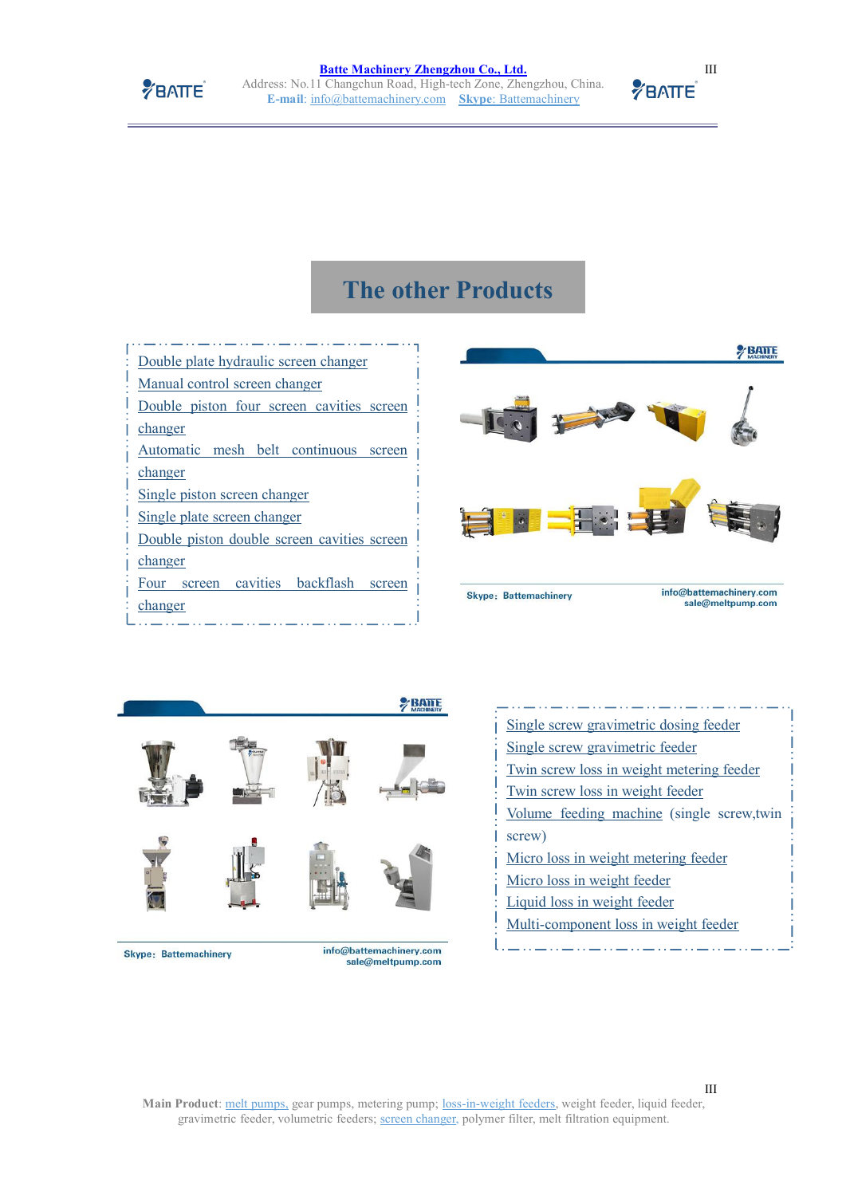# The other Products

- Double plate hydraulic screen changer
- Manual control screen changer
- Double piston four screen cavities screen changer
- Automatic mesh belt continuous screen changer
- Single piston screen changer
- Single plate screen changer
- Double piston double screen cavities screen changer
- Four screen cavities backflash screen changer

Skype：Battemachinery

info@battemachinery.com
sale@meltpump.com

- Single screw gravimetric dosing feeder
- Single screw gravimetric feeder
- Twin screw loss in weight metering feeder
- Twin screw loss in weight feeder
- Volume feeding machine (single screw,twin screw)
- Micro loss in weight metering feeder
- Micro loss in weight feeder
- Liquid loss in weight feeder
- Multi-component loss in weight feeder

Skype：Battemachinery

info@battemachinery.com
sale@meltpump.com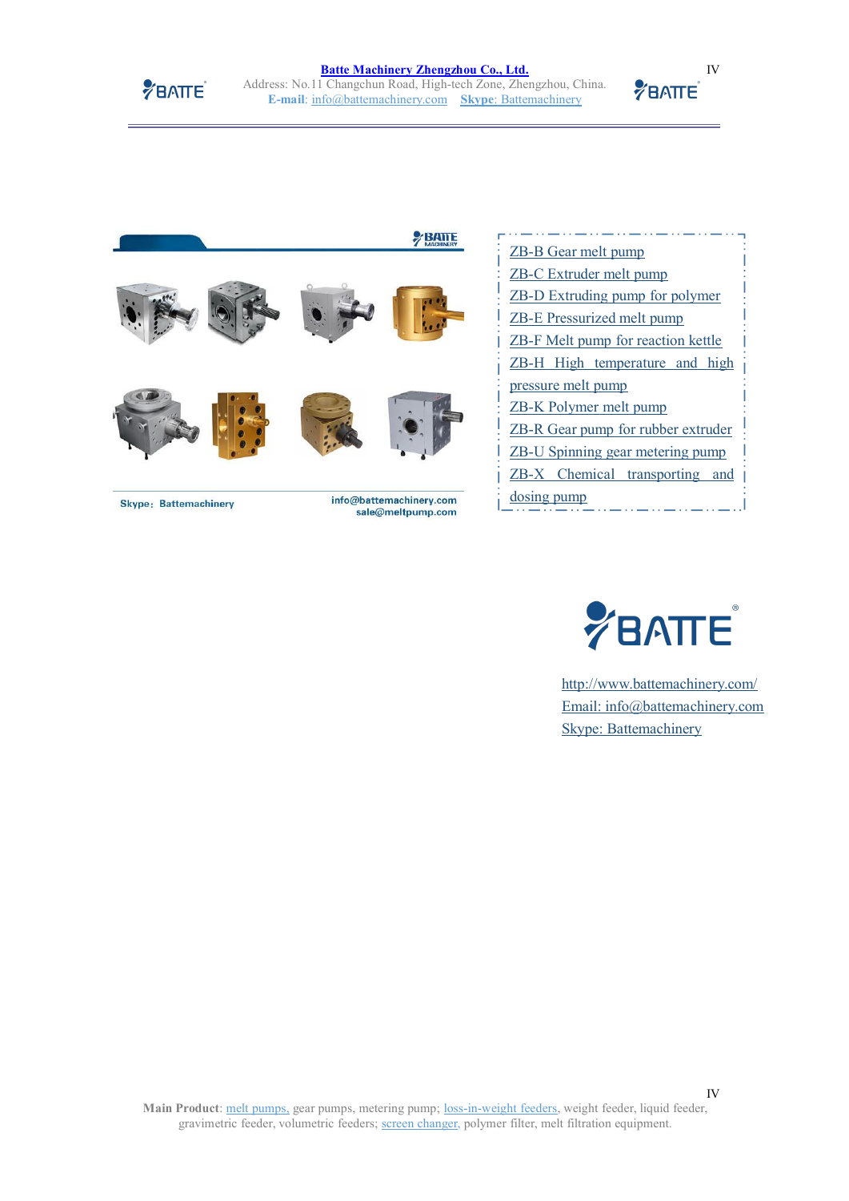- [ZB-B Gear melt pump]
- [ZB-C Extruder melt pump]
- [ZB-D Extruding pump for polymer]
- [ZB-E Pressurized melt pump]
- [ZB-F Melt pump for reaction kettle]
- [ZB-H High temperature and high pressure melt pump]
- [ZB-K Polymer melt pump]
- [ZB-R Gear pump for rubber extruder]
- [ZB-U Spinning gear metering pump]
- [ZB-X Chemical transporting and dosing pump]

Skype：Battemachinery

info@battemachinery.com
sale@meltpump.com

http://www.battemachinery.com/
Email: info@battemachinery.com
Skype: Battemachinery